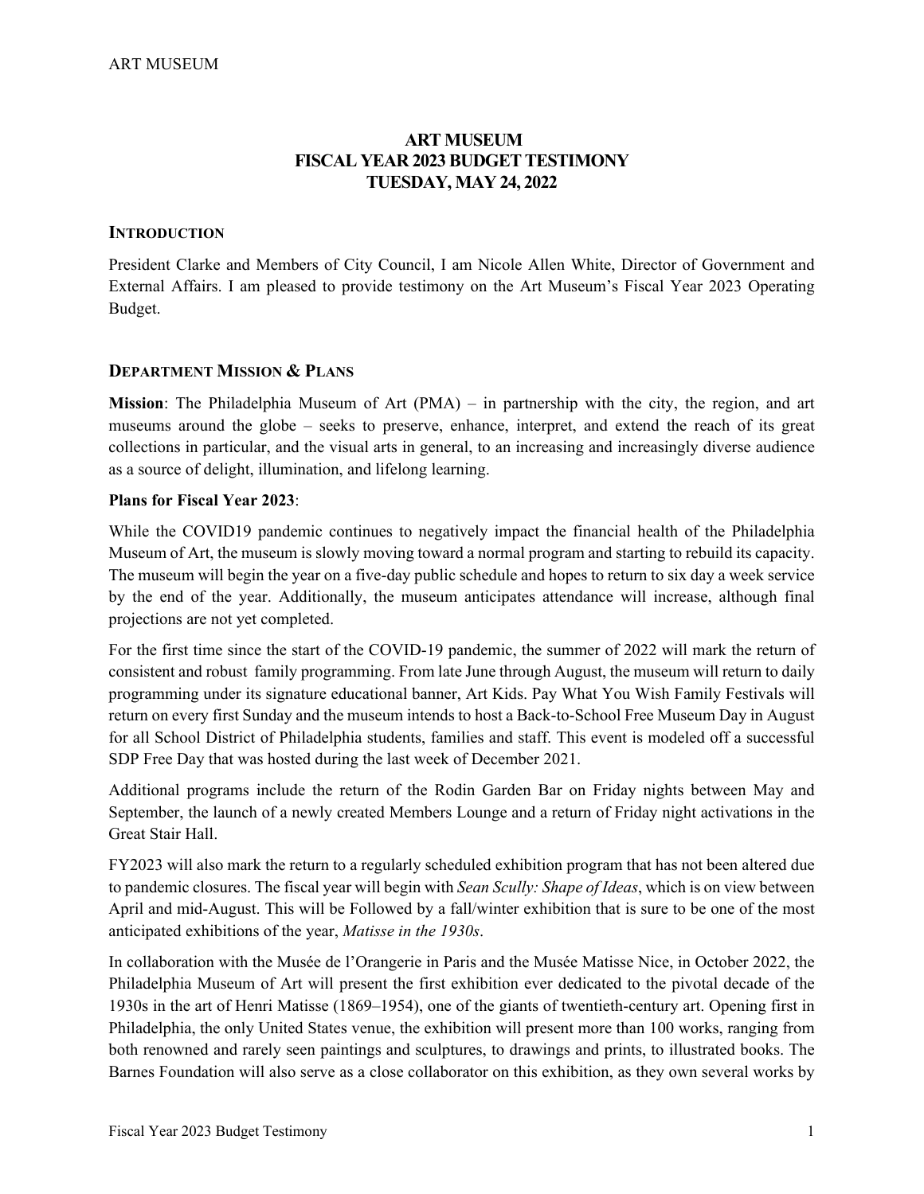# ART MUSEUM
# FISCAL YEAR 2023 BUDGET TESTIMONY
# TUESDAY, MAY 24, 2022

## INTRODUCTION

President Clarke and Members of City Council, I am Nicole Allen White, Director of Government and External Affairs. I am pleased to provide testimony on the Art Museum's Fiscal Year 2023 Operating Budget.

## DEPARTMENT MISSION & PLANS

**Mission**: The Philadelphia Museum of Art (PMA) – in partnership with the city, the region, and art museums around the globe – seeks to preserve, enhance, interpret, and extend the reach of its great collections in particular, and the visual arts in general, to an increasing and increasingly diverse audience as a source of delight, illumination, and lifelong learning.

**Plans for Fiscal Year 2023**:

While the COVID19 pandemic continues to negatively impact the financial health of the Philadelphia Museum of Art, the museum is slowly moving toward a normal program and starting to rebuild its capacity. The museum will begin the year on a five-day public schedule and hopes to return to six day a week service by the end of the year. Additionally, the museum anticipates attendance will increase, although final projections are not yet completed.

For the first time since the start of the COVID-19 pandemic, the summer of 2022 will mark the return of consistent and robust family programming. From late June through August, the museum will return to daily programming under its signature educational banner, Art Kids. Pay What You Wish Family Festivals will return on every first Sunday and the museum intends to host a Back-to-School Free Museum Day in August for all School District of Philadelphia students, families and staff. This event is modeled off a successful SDP Free Day that was hosted during the last week of December 2021.

Additional programs include the return of the Rodin Garden Bar on Friday nights between May and September, the launch of a newly created Members Lounge and a return of Friday night activations in the Great Stair Hall.

FY2023 will also mark the return to a regularly scheduled exhibition program that has not been altered due to pandemic closures. The fiscal year will begin with *Sean Scully: Shape of Ideas*, which is on view between April and mid-August. This will be Followed by a fall/winter exhibition that is sure to be one of the most anticipated exhibitions of the year, *Matisse in the 1930s*.

In collaboration with the Musée de l'Orangerie in Paris and the Musée Matisse Nice, in October 2022, the Philadelphia Museum of Art will present the first exhibition ever dedicated to the pivotal decade of the 1930s in the art of Henri Matisse (1869–1954), one of the giants of twentieth-century art. Opening first in Philadelphia, the only United States venue, the exhibition will present more than 100 works, ranging from both renowned and rarely seen paintings and sculptures, to drawings and prints, to illustrated books. The Barnes Foundation will also serve as a close collaborator on this exhibition, as they own several works by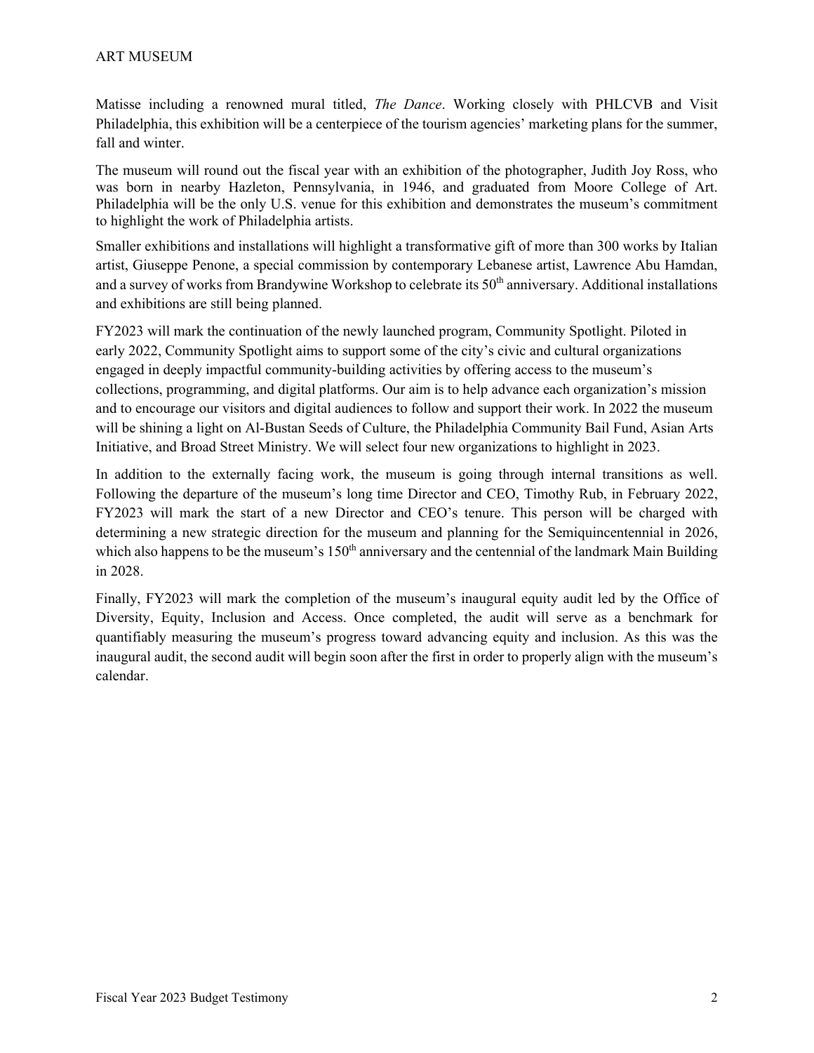Matisse including a renowned mural titled, *The Dance*. Working closely with PHLCVB and Visit Philadelphia, this exhibition will be a centerpiece of the tourism agencies' marketing plans for the summer, fall and winter.

The museum will round out the fiscal year with an exhibition of the photographer, Judith Joy Ross, who was born in nearby Hazleton, Pennsylvania, in 1946, and graduated from Moore College of Art. Philadelphia will be the only U.S. venue for this exhibition and demonstrates the museum's commitment to highlight the work of Philadelphia artists.

Smaller exhibitions and installations will highlight a transformative gift of more than 300 works by Italian artist, Giuseppe Penone, a special commission by contemporary Lebanese artist, Lawrence Abu Hamdan, and a survey of works from Brandywine Workshop to celebrate its 50th anniversary. Additional installations and exhibitions are still being planned.

FY2023 will mark the continuation of the newly launched program, Community Spotlight. Piloted in early 2022, Community Spotlight aims to support some of the city's civic and cultural organizations engaged in deeply impactful community-building activities by offering access to the museum's collections, programming, and digital platforms. Our aim is to help advance each organization's mission and to encourage our visitors and digital audiences to follow and support their work. In 2022 the museum will be shining a light on Al-Bustan Seeds of Culture, the Philadelphia Community Bail Fund, Asian Arts Initiative, and Broad Street Ministry. We will select four new organizations to highlight in 2023.

In addition to the externally facing work, the museum is going through internal transitions as well. Following the departure of the museum's long time Director and CEO, Timothy Rub, in February 2022, FY2023 will mark the start of a new Director and CEO's tenure. This person will be charged with determining a new strategic direction for the museum and planning for the Semiquincentennial in 2026, which also happens to be the museum's 150th anniversary and the centennial of the landmark Main Building in 2028.

Finally, FY2023 will mark the completion of the museum's inaugural equity audit led by the Office of Diversity, Equity, Inclusion and Access. Once completed, the audit will serve as a benchmark for quantifiably measuring the museum's progress toward advancing equity and inclusion. As this was the inaugural audit, the second audit will begin soon after the first in order to properly align with the museum's calendar.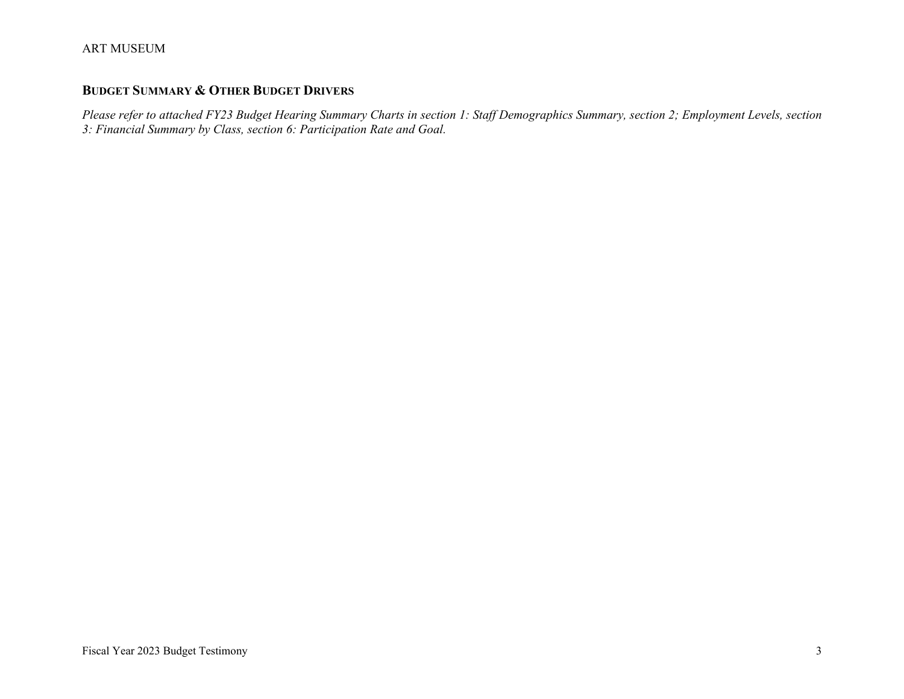## BUDGET SUMMARY & OTHER BUDGET DRIVERS

*Please refer to attached FY23 Budget Hearing Summary Charts in section 1: Staff Demographics Summary, section 2; Employment Levels, section 3: Financial Summary by Class, section 6: Participation Rate and Goal.*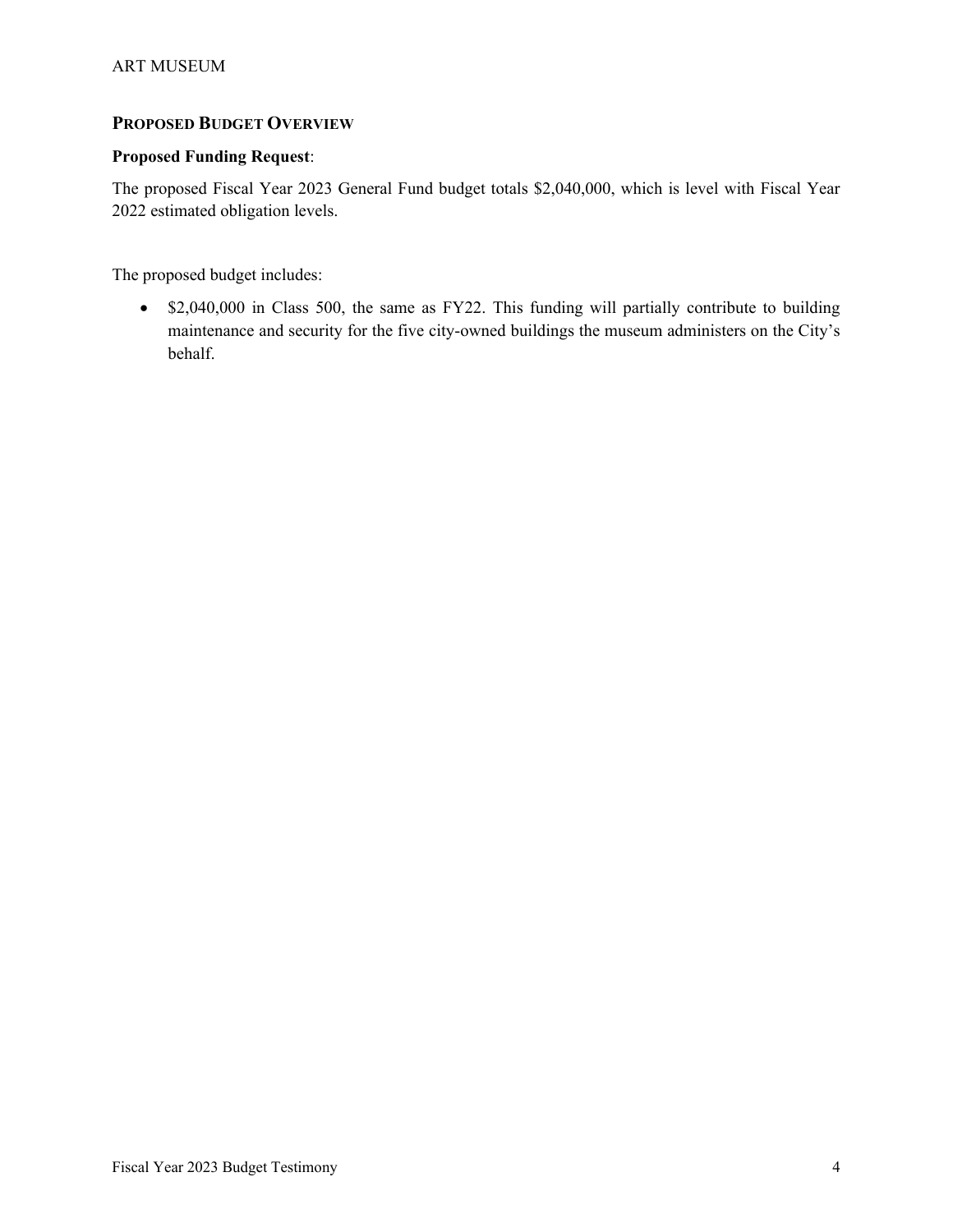## PROPOSED BUDGET OVERVIEW

**Proposed Funding Request**:

The proposed Fiscal Year 2023 General Fund budget totals $2,040,000, which is level with Fiscal Year 2022 estimated obligation levels.

The proposed budget includes:

- $2,040,000 in Class 500, the same as FY22. This funding will partially contribute to building maintenance and security for the five city-owned buildings the museum administers on the City's behalf.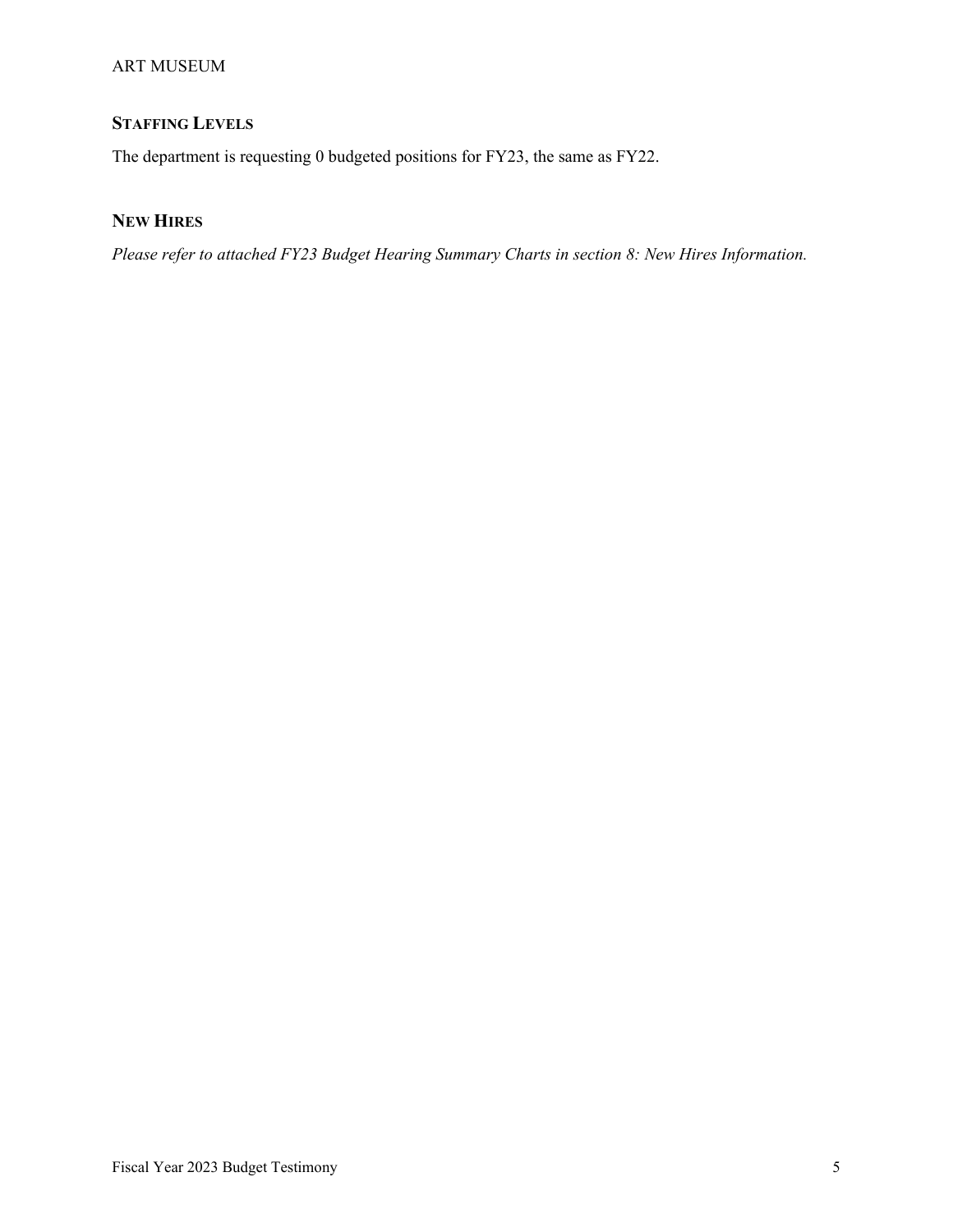## STAFFING LEVELS

The department is requesting 0 budgeted positions for FY23, the same as FY22.

## NEW HIRES

*Please refer to attached FY23 Budget Hearing Summary Charts in section 8: New Hires Information.*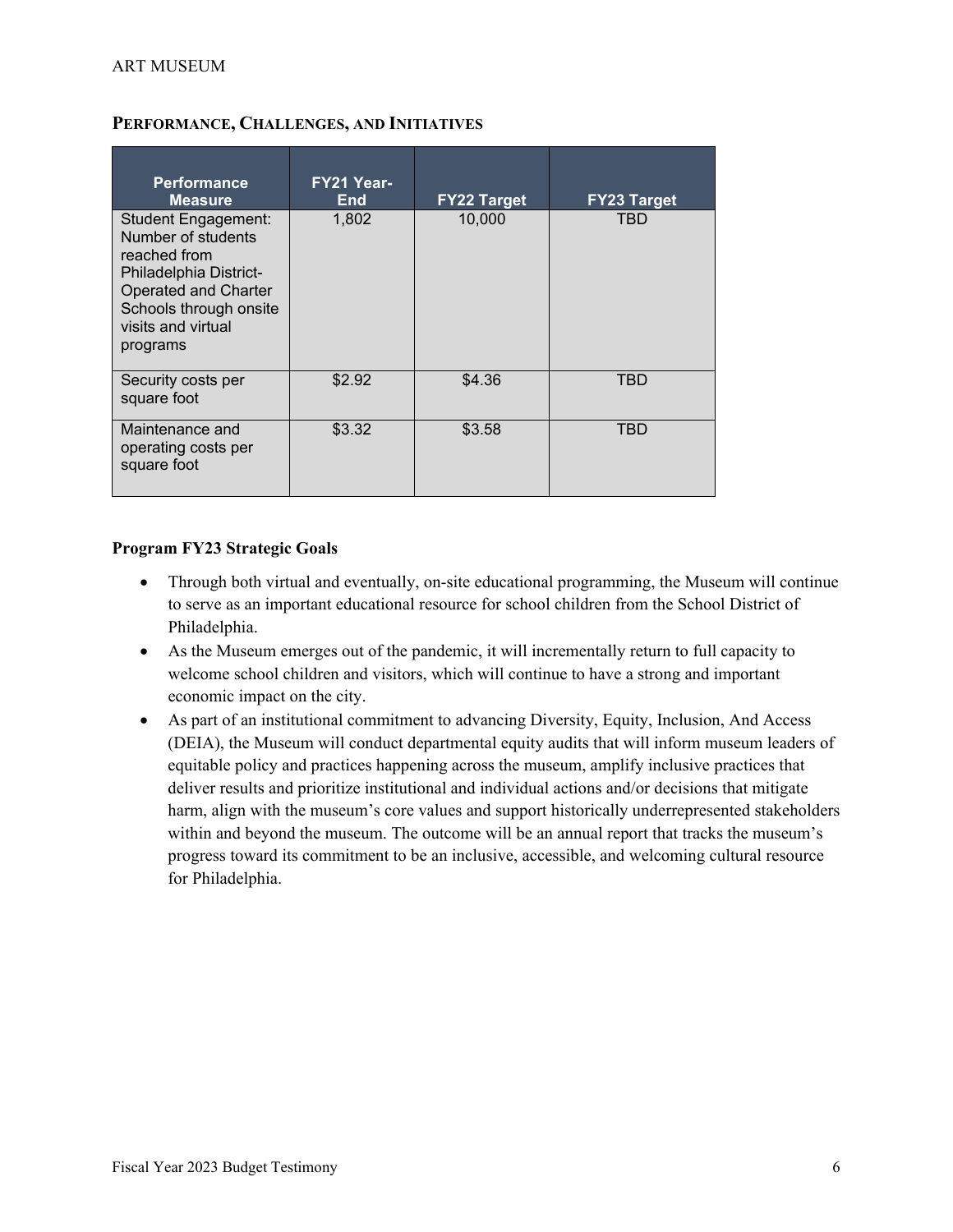## PERFORMANCE, CHALLENGES, AND INITIATIVES

| Performance Measure | FY21 Year-End | FY22 Target | FY23 Target |
|---|---|---|---|
| Student Engagement: Number of students reached from Philadelphia District-Operated and Charter Schools through onsite visits and virtual programs | 1,802 | 10,000 | TBD |
| Security costs per square foot | $2.92 | $4.36 | TBD |
| Maintenance and operating costs per square foot | $3.32 | $3.58 | TBD |

**Program FY23 Strategic Goals**

- Through both virtual and eventually, on-site educational programming, the Museum will continue to serve as an important educational resource for school children from the School District of Philadelphia.
- As the Museum emerges out of the pandemic, it will incrementally return to full capacity to welcome school children and visitors, which will continue to have a strong and important economic impact on the city.
- As part of an institutional commitment to advancing Diversity, Equity, Inclusion, And Access (DEIA), the Museum will conduct departmental equity audits that will inform museum leaders of equitable policy and practices happening across the museum, amplify inclusive practices that deliver results and prioritize institutional and individual actions and/or decisions that mitigate harm, align with the museum's core values and support historically underrepresented stakeholders within and beyond the museum. The outcome will be an annual report that tracks the museum's progress toward its commitment to be an inclusive, accessible, and welcoming cultural resource for Philadelphia.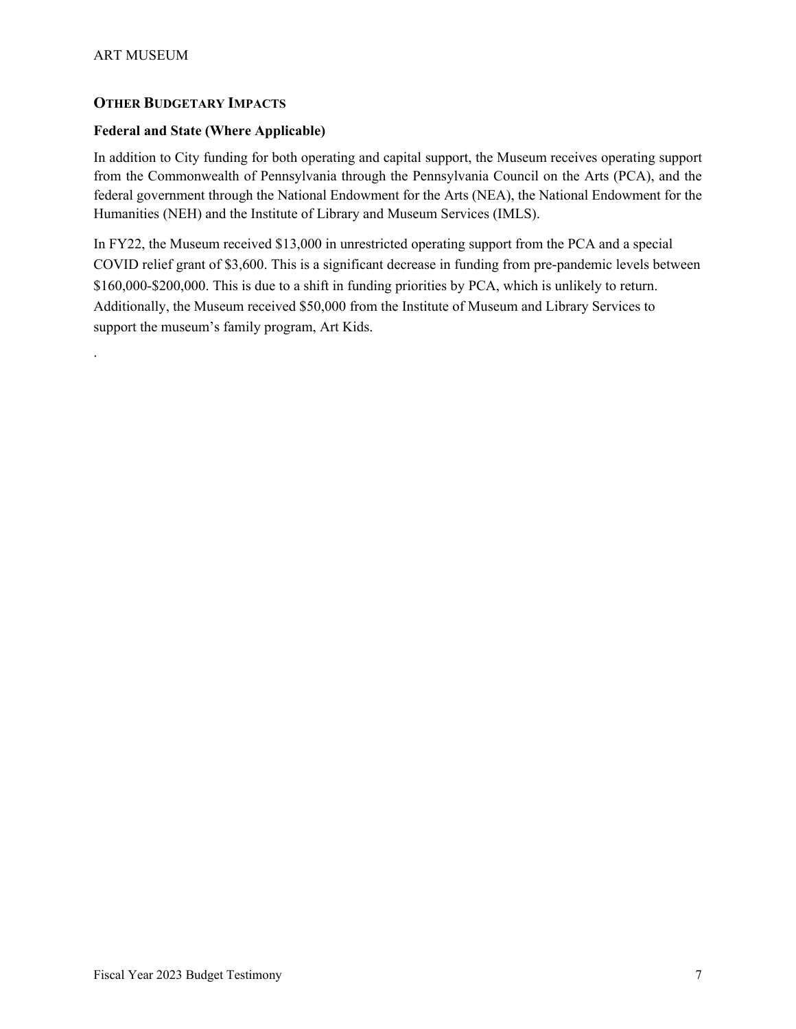## OTHER BUDGETARY IMPACTS

### Federal and State (Where Applicable)

In addition to City funding for both operating and capital support, the Museum receives operating support from the Commonwealth of Pennsylvania through the Pennsylvania Council on the Arts (PCA), and the federal government through the National Endowment for the Arts (NEA), the National Endowment for the Humanities (NEH) and the Institute of Library and Museum Services (IMLS).

In FY22, the Museum received $13,000 in unrestricted operating support from the PCA and a special COVID relief grant of $3,600. This is a significant decrease in funding from pre-pandemic levels between $160,000-$200,000. This is due to a shift in funding priorities by PCA, which is unlikely to return. Additionally, the Museum received $50,000 from the Institute of Museum and Library Services to support the museum's family program, Art Kids.

.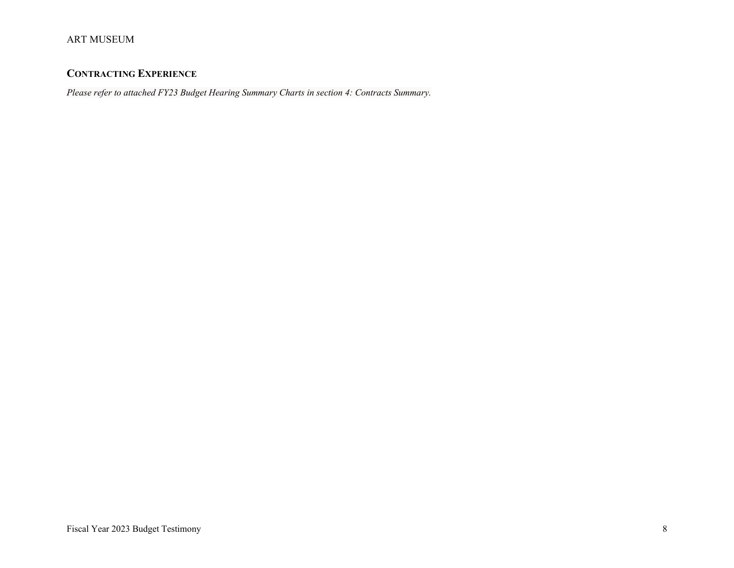## CONTRACTING EXPERIENCE

*Please refer to attached FY23 Budget Hearing Summary Charts in section 4: Contracts Summary.*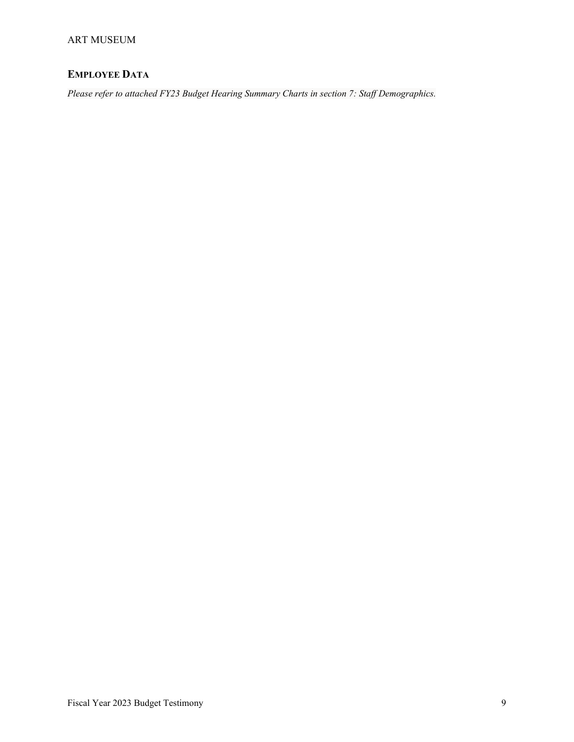## EMPLOYEE DATA

*Please refer to attached FY23 Budget Hearing Summary Charts in section 7: Staff Demographics.*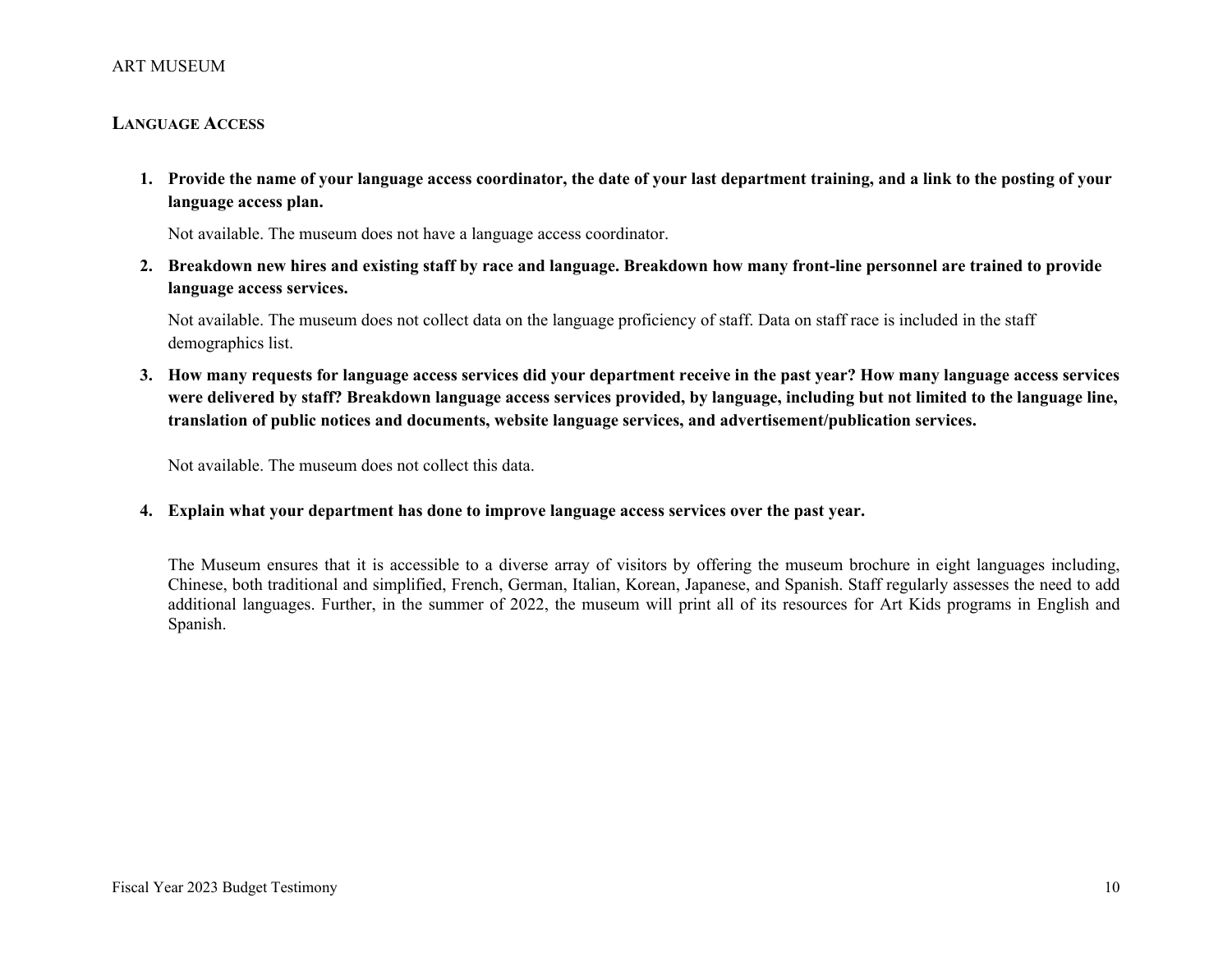## LANGUAGE ACCESS

1. **Provide the name of your language access coordinator, the date of your last department training, and a link to the posting of your language access plan.**

   Not available. The museum does not have a language access coordinator.

2. **Breakdown new hires and existing staff by race and language. Breakdown how many front-line personnel are trained to provide language access services.**

   Not available. The museum does not collect data on the language proficiency of staff. Data on staff race is included in the staff demographics list.

3. **How many requests for language access services did your department receive in the past year? How many language access services were delivered by staff? Breakdown language access services provided, by language, including but not limited to the language line, translation of public notices and documents, website language services, and advertisement/publication services.**

   Not available. The museum does not collect this data.

4. **Explain what your department has done to improve language access services over the past year.**

   The Museum ensures that it is accessible to a diverse array of visitors by offering the museum brochure in eight languages including, Chinese, both traditional and simplified, French, German, Italian, Korean, Japanese, and Spanish. Staff regularly assesses the need to add additional languages. Further, in the summer of 2022, the museum will print all of its resources for Art Kids programs in English and Spanish.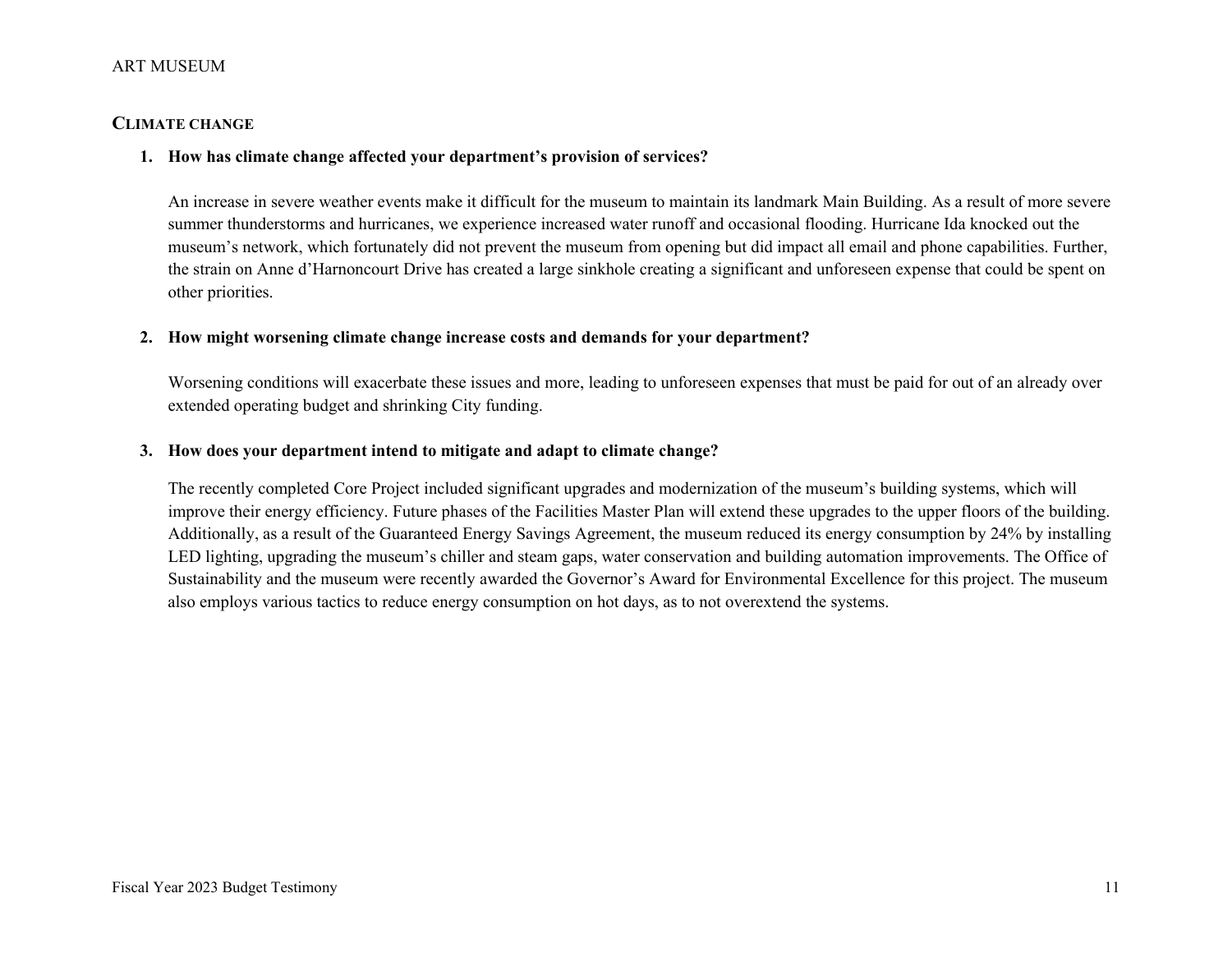## CLIMATE CHANGE

1. **How has climate change affected your department's provision of services?**

   An increase in severe weather events make it difficult for the museum to maintain its landmark Main Building. As a result of more severe summer thunderstorms and hurricanes, we experience increased water runoff and occasional flooding. Hurricane Ida knocked out the museum's network, which fortunately did not prevent the museum from opening but did impact all email and phone capabilities. Further, the strain on Anne d'Harnoncourt Drive has created a large sinkhole creating a significant and unforeseen expense that could be spent on other priorities.

2. **How might worsening climate change increase costs and demands for your department?**

   Worsening conditions will exacerbate these issues and more, leading to unforeseen expenses that must be paid for out of an already over extended operating budget and shrinking City funding.

3. **How does your department intend to mitigate and adapt to climate change?**

   The recently completed Core Project included significant upgrades and modernization of the museum's building systems, which will improve their energy efficiency. Future phases of the Facilities Master Plan will extend these upgrades to the upper floors of the building. Additionally, as a result of the Guaranteed Energy Savings Agreement, the museum reduced its energy consumption by 24% by installing LED lighting, upgrading the museum's chiller and steam gaps, water conservation and building automation improvements. The Office of Sustainability and the museum were recently awarded the Governor's Award for Environmental Excellence for this project. The museum also employs various tactics to reduce energy consumption on hot days, as to not overextend the systems.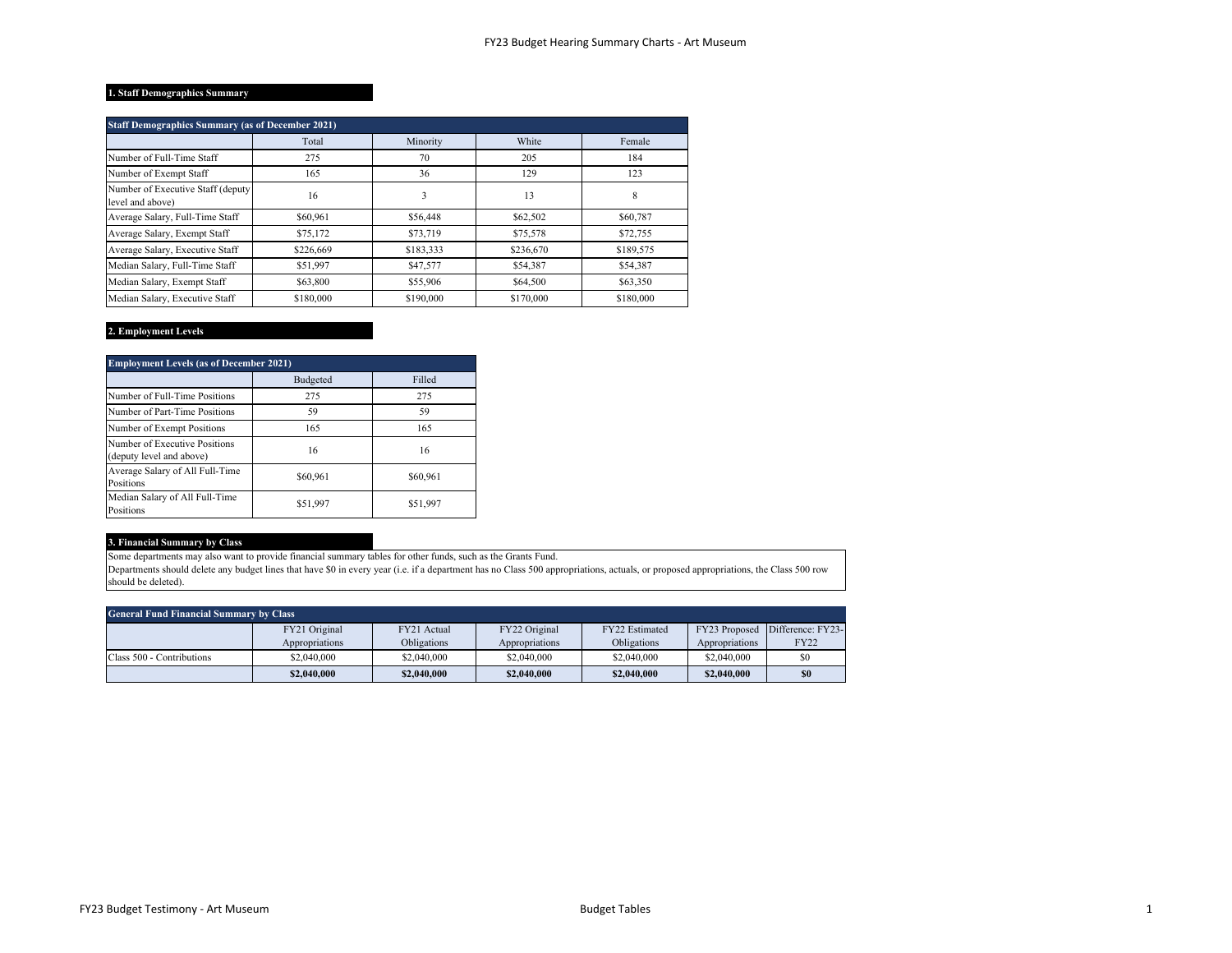## 1. Staff Demographics Summary

| Staff Demographics Summary (as of December 2021) | | | | |
|---|---|---|---|---|
| | Total | Minority | White | Female |
| Number of Full-Time Staff | 275 | 70 | 205 | 184 |
| Number of Exempt Staff | 165 | 36 | 129 | 123 |
| Number of Executive Staff (deputy level and above) | 16 | 3 | 13 | 8 |
| Average Salary, Full-Time Staff | $60,961 | $56,448 | $62,502 | $60,787 |
| Average Salary, Exempt Staff | $75,172 | $73,719 | $75,578 | $72,755 |
| Average Salary, Executive Staff | $226,669 | $183,333 | $236,670 | $189,575 |
| Median Salary, Full-Time Staff | $51,997 | $47,577 | $54,387 | $54,387 |
| Median Salary, Exempt Staff | $63,800 | $55,906 | $64,500 | $63,350 |
| Median Salary, Executive Staff | $180,000 | $190,000 | $170,000 | $180,000 |

## 2. Employment Levels

| Employment Levels (as of December 2021) | | |
|---|---|---|
| | Budgeted | Filled |
| Number of Full-Time Positions | 275 | 275 |
| Number of Part-Time Positions | 59 | 59 |
| Number of Exempt Positions | 165 | 165 |
| Number of Executive Positions (deputy level and above) | 16 | 16 |
| Average Salary of All Full-Time Positions | $60,961 | $60,961 |
| Median Salary of All Full-Time Positions | $51,997 | $51,997 |

## 3. Financial Summary by Class

Some departments may also want to provide financial summary tables for other funds, such as the Grants Fund.
Departments should delete any budget lines that have $0 in every year (i.e. if a department has no Class 500 appropriations, actuals, or proposed appropriations, the Class 500 row should be deleted).

| General Fund Financial Summary by Class | | | | | | |
|---|---|---|---|---|---|---|
| | FY21 Original Appropriations | FY21 Actual Obligations | FY22 Original Appropriations | FY22 Estimated Obligations | FY23 Proposed Appropriations | Difference: FY23-FY22 |
| Class 500 - Contributions | $2,040,000 | $2,040,000 | $2,040,000 | $2,040,000 | $2,040,000 | $0 |
| | **$2,040,000** | **$2,040,000** | **$2,040,000** | **$2,040,000** | **$2,040,000** | **$0** |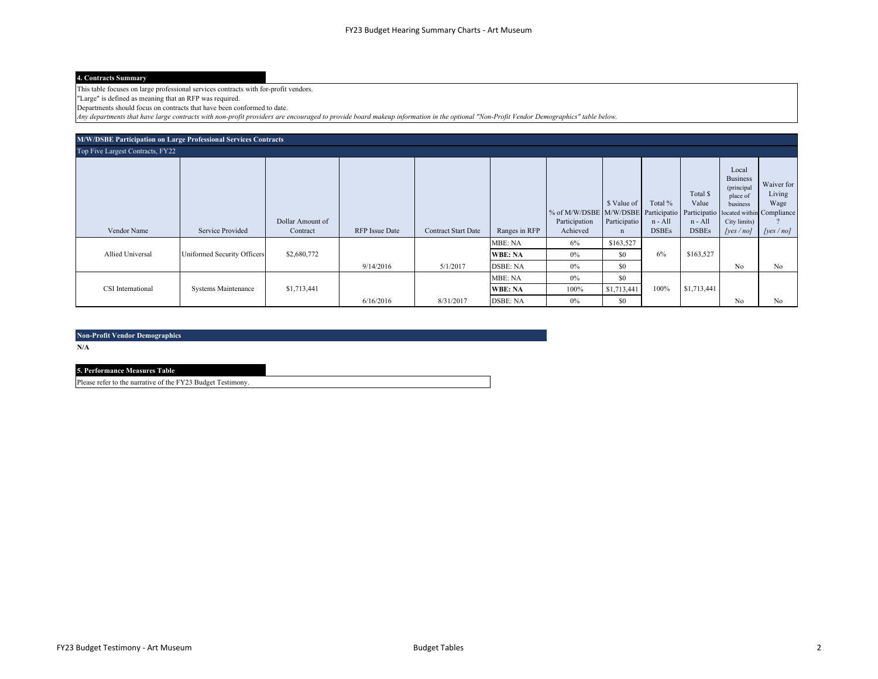### 4. Contracts Summary

This table focuses on large professional services contracts with for-profit vendors.
"Large" is defined as meaning that an RFP was required.
Departments should focus on contracts that have been conformed to date.
*Any departments that have large contracts with non-profit providers are encouraged to provide board makeup information in the optional "Non-Profit Vendor Demographics" table below.*

**M/W/DSBE Participation on Large Professional Services Contracts**

Top Five Largest Contracts, FY22

| Vendor Name | Service Provided | Dollar Amount of Contract | RFP Issue Date | Contract Start Date | Ranges in RFP | % of M/W/DSBE Participation Achieved | $ Value of M/W/DSBE Participation | Total % Participation - All DSBEs | Total $ Value Participation - All DSBEs | Local Business (principal place of business located within City limits) *[yes / no]* | Waiver for Living Wage Compliance? *[yes / no]* |
|---|---|---|---|---|---|---|---|---|---|---|---|
| Allied Universal | Uniformed Security Officers | $2,680,772 | 9/14/2016 | 5/1/2017 | MBE: NA | 6% | $163,527 | 6% | $163,527 | No | No |
| | | | | | **WBE: NA** | 0% | $0 | | | | |
| | | | | | DSBE: NA | 0% | $0 | | | | |
| CSI International | Systems Maintenance | $1,713,441 | 6/16/2016 | 8/31/2017 | MBE: NA | 0% | $0 | 100% | $1,713,441 | No | No |
| | | | | | **WBE: NA** | 100% | $1,713,441 | | | | |
| | | | | | DSBE: NA | 0% | $0 | | | | |

**Non-Profit Vendor Demographics**

**N/A**

### 5. Performance Measures Table

Please refer to the narrative of the FY23 Budget Testimony.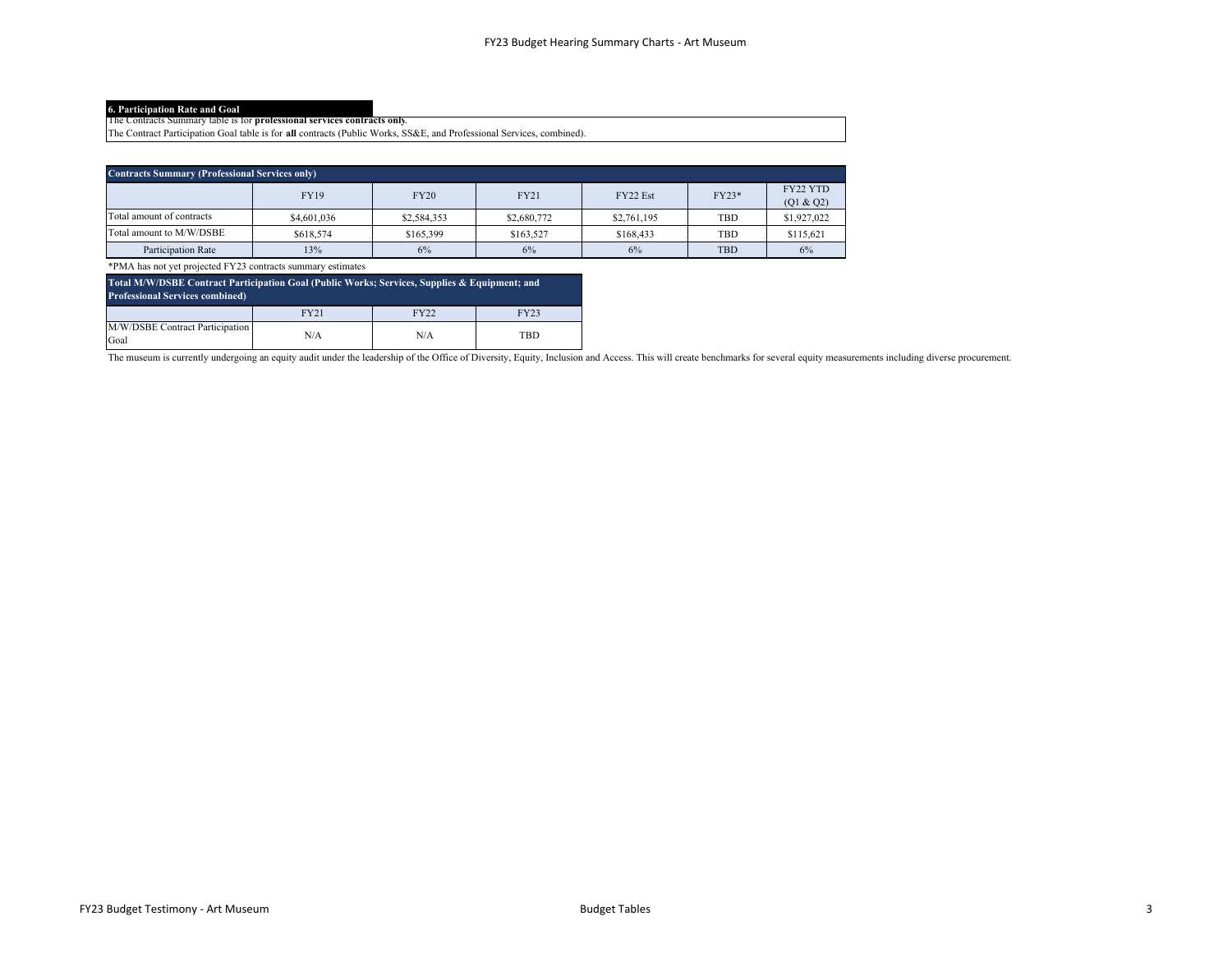## 6. Participation Rate and Goal

The Contracts Summary table is for **professional services contracts only**.
The Contract Participation Goal table is for **all** contracts (Public Works, SS&E, and Professional Services, combined).

| Contracts Summary (Professional Services only) | | | | | | |
|---|---|---|---|---|---|---|
| | FY19 | FY20 | FY21 | FY22 Est | FY23* | FY22 YTD (Q1 & Q2) |
| Total amount of contracts | $4,601,036 | $2,584,353 | $2,680,772 | $2,761,195 | TBD | $1,927,022 |
| Total amount to M/W/DSBE | $618,574 | $165,399 | $163,527 | $168,433 | TBD | $115,621 |
| Participation Rate | 13% | 6% | 6% | 6% | TBD | 6% |

*PMA has not yet projected FY23 contracts summary estimates

| Total M/W/DSBE Contract Participation Goal (Public Works; Services, Supplies & Equipment; and Professional Services combined) | | | |
|---|---|---|---|
| | FY21 | FY22 | FY23 |
| M/W/DSBE Contract Participation Goal | N/A | N/A | TBD |

The museum is currently undergoing an equity audit under the leadership of the Office of Diversity, Equity, Inclusion and Access. This will create benchmarks for several equity measurements including diverse procurement.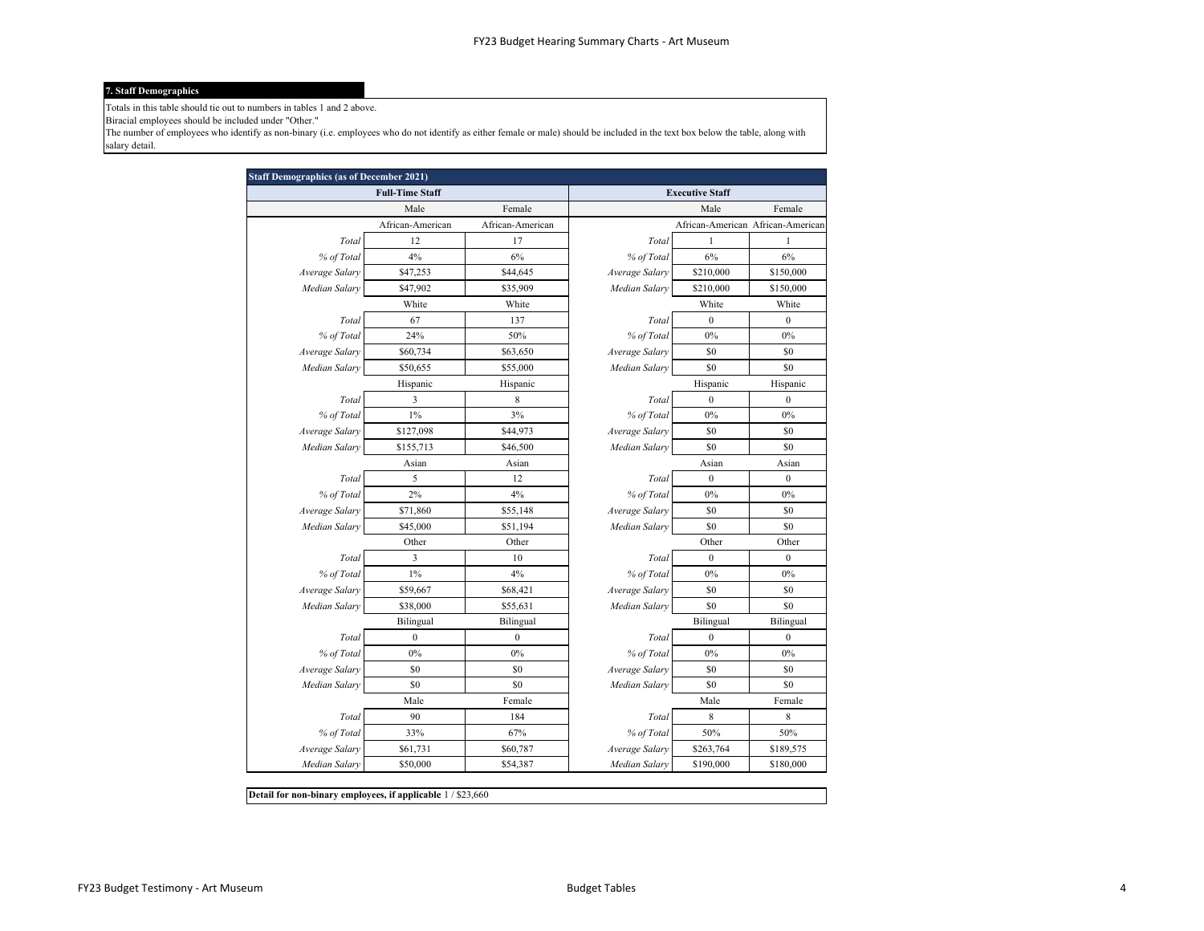## 7. Staff Demographics

Totals in this table should tie out to numbers in tables 1 and 2 above.
Biracial employees should be included under "Other."
The number of employees who identify as non-binary (i.e. employees who do not identify as either female or male) should be included in the text box below the table, along with salary detail.

| **Staff Demographics (as of December 2021)** | | | | | |
|---|---|---|---|---|---|
| **Full-Time Staff** | | | **Executive Staff** | | |
| | Male | Female | | Male | Female |
| | African-American | African-American | | African-American | African-American |
| *Total* | 12 | 17 | *Total* | 1 | 1 |
| *% of Total* | 4% | 6% | *% of Total* | 6% | 6% |
| *Average Salary* | $47,253 | $44,645 | *Average Salary* | $210,000 | $150,000 |
| *Median Salary* | $47,902 | $35,909 | *Median Salary* | $210,000 | $150,000 |
| | White | White | | White | White |
| *Total* | 67 | 137 | *Total* | 0 | 0 |
| *% of Total* | 24% | 50% | *% of Total* | 0% | 0% |
| *Average Salary* | $60,734 | $63,650 | *Average Salary* | $0 | $0 |
| *Median Salary* | $50,655 | $55,000 | *Median Salary* | $0 | $0 |
| | Hispanic | Hispanic | | Hispanic | Hispanic |
| *Total* | 3 | 8 | *Total* | 0 | 0 |
| *% of Total* | 1% | 3% | *% of Total* | 0% | 0% |
| *Average Salary* | $127,098 | $44,973 | *Average Salary* | $0 | $0 |
| *Median Salary* | $155,713 | $46,500 | *Median Salary* | $0 | $0 |
| | Asian | Asian | | Asian | Asian |
| *Total* | 5 | 12 | *Total* | 0 | 0 |
| *% of Total* | 2% | 4% | *% of Total* | 0% | 0% |
| *Average Salary* | $71,860 | $55,148 | *Average Salary* | $0 | $0 |
| *Median Salary* | $45,000 | $51,194 | *Median Salary* | $0 | $0 |
| | Other | Other | | Other | Other |
| *Total* | 3 | 10 | *Total* | 0 | 0 |
| *% of Total* | 1% | 4% | *% of Total* | 0% | 0% |
| *Average Salary* | $59,667 | $68,421 | *Average Salary* | $0 | $0 |
| *Median Salary* | $38,000 | $55,631 | *Median Salary* | $0 | $0 |
| | Bilingual | Bilingual | | Bilingual | Bilingual |
| *Total* | 0 | 0 | *Total* | 0 | 0 |
| *% of Total* | 0% | 0% | *% of Total* | 0% | 0% |
| *Average Salary* | $0 | $0 | *Average Salary* | $0 | $0 |
| *Median Salary* | $0 | $0 | *Median Salary* | $0 | $0 |
| | Male | Female | | Male | Female |
| *Total* | 90 | 184 | *Total* | 8 | 8 |
| *% of Total* | 33% | 67% | *% of Total* | 50% | 50% |
| *Average Salary* | $61,731 | $60,787 | *Average Salary* | $263,764 | $189,575 |
| *Median Salary* | $50,000 | $54,387 | *Median Salary* | $190,000 | $180,000 |

**Detail for non-binary employees, if applicable** 1 / $23,660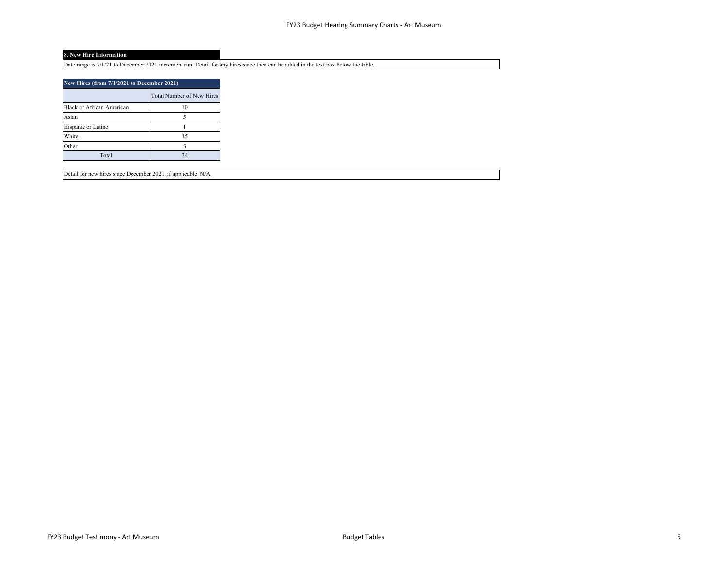## 8. New Hire Information

Date range is 7/1/21 to December 2021 increment run. Detail for any hires since then can be added in the text box below the table.

**New Hires (from 7/1/2021 to December 2021)**

| | Total Number of New Hires |
|---|---|
| Black or African American | 10 |
| Asian | 5 |
| Hispanic or Latino | 1 |
| White | 15 |
| Other | 3 |
| Total | 34 |

Detail for new hires since December 2021, if applicable: N/A